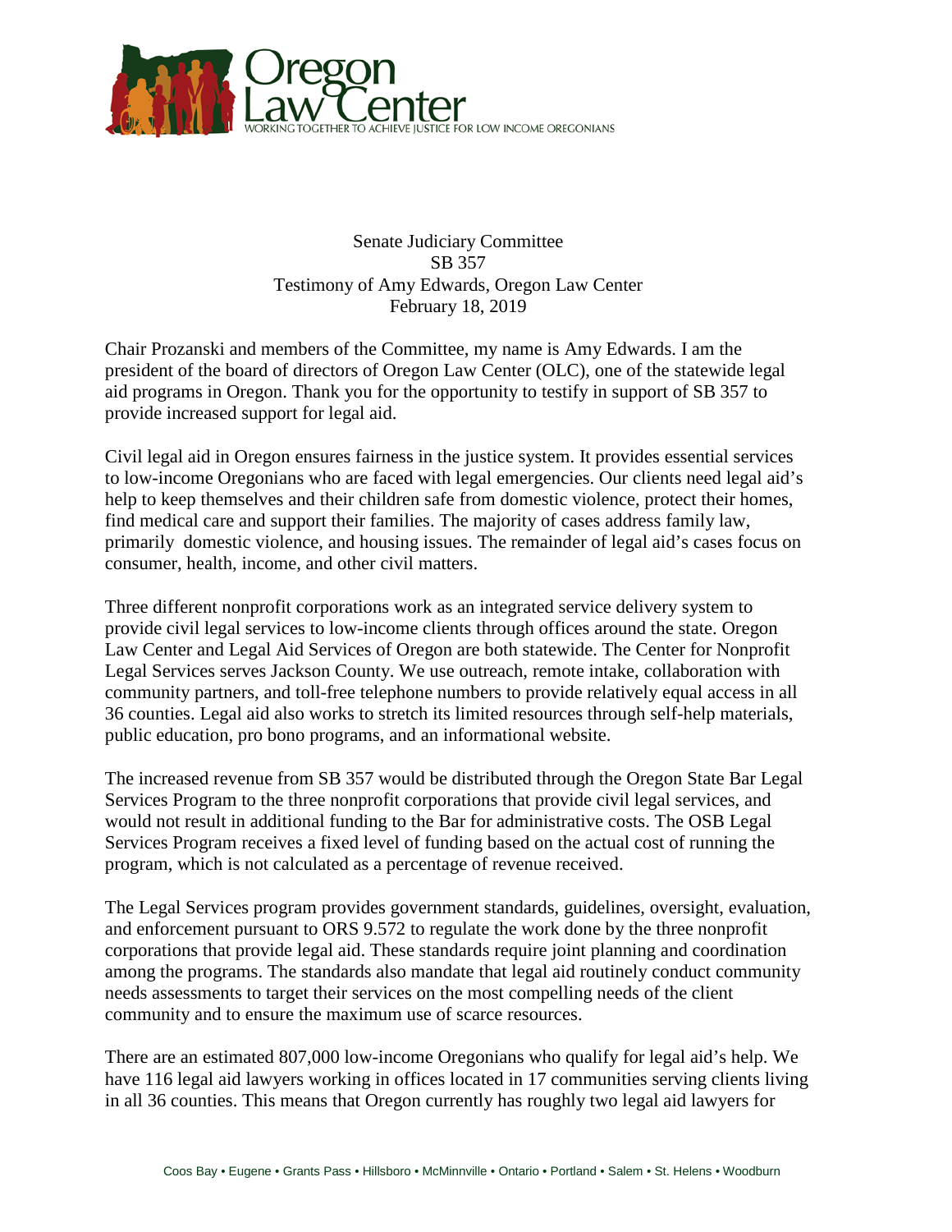Oregon Law Center

WORKING TOGETHER TO ACHIEVE JUSTICE FOR LOW INCOME OREGONIANS

Senate Judiciary Committee
SB 357
Testimony of Amy Edwards, Oregon Law Center
February 18, 2019

Chair Prozanski and members of the Committee, my name is Amy Edwards. I am the president of the board of directors of Oregon Law Center (OLC), one of the statewide legal aid programs in Oregon. Thank you for the opportunity to testify in support of SB 357 to provide increased support for legal aid.

Civil legal aid in Oregon ensures fairness in the justice system. It provides essential services to low-income Oregonians who are faced with legal emergencies. Our clients need legal aid's help to keep themselves and their children safe from domestic violence, protect their homes, find medical care and support their families. The majority of cases address family law, primarily domestic violence, and housing issues. The remainder of legal aid's cases focus on consumer, health, income, and other civil matters.

Three different nonprofit corporations work as an integrated service delivery system to provide civil legal services to low-income clients through offices around the state. Oregon Law Center and Legal Aid Services of Oregon are both statewide. The Center for Nonprofit Legal Services serves Jackson County. We use outreach, remote intake, collaboration with community partners, and toll-free telephone numbers to provide relatively equal access in all 36 counties. Legal aid also works to stretch its limited resources through self-help materials, public education, pro bono programs, and an informational website.

The increased revenue from SB 357 would be distributed through the Oregon State Bar Legal Services Program to the three nonprofit corporations that provide civil legal services, and would not result in additional funding to the Bar for administrative costs. The OSB Legal Services Program receives a fixed level of funding based on the actual cost of running the program, which is not calculated as a percentage of revenue received.

The Legal Services program provides government standards, guidelines, oversight, evaluation, and enforcement pursuant to ORS 9.572 to regulate the work done by the three nonprofit corporations that provide legal aid. These standards require joint planning and coordination among the programs. The standards also mandate that legal aid routinely conduct community needs assessments to target their services on the most compelling needs of the client community and to ensure the maximum use of scarce resources.

There are an estimated 807,000 low-income Oregonians who qualify for legal aid's help. We have 116 legal aid lawyers working in offices located in 17 communities serving clients living in all 36 counties. This means that Oregon currently has roughly two legal aid lawyers for

Coos Bay • Eugene • Grants Pass • Hillsboro • McMinnville • Ontario • Portland • Salem • St. Helens • Woodburn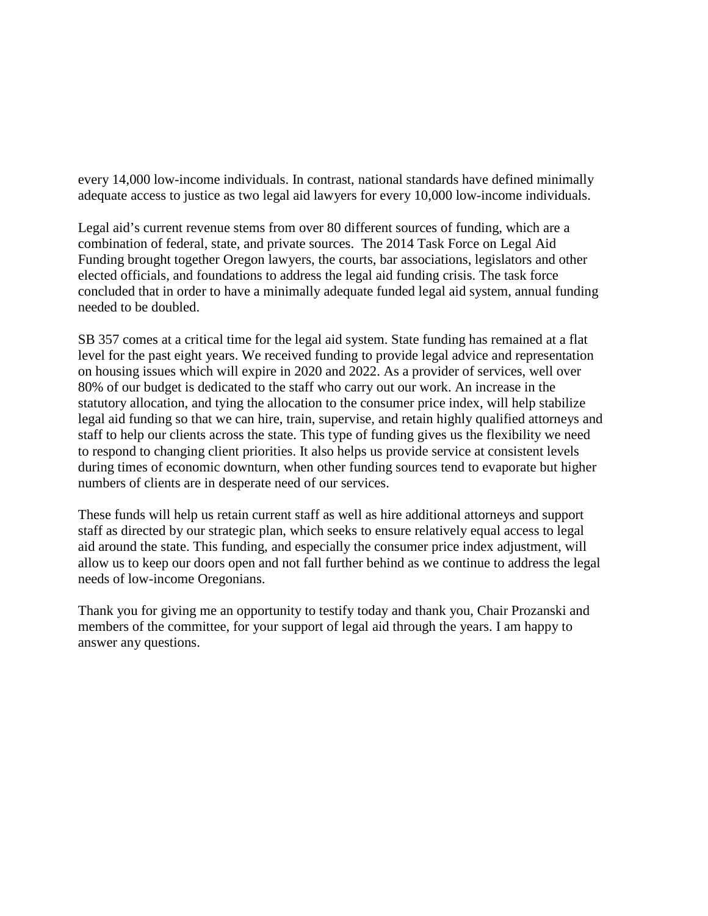every 14,000 low-income individuals. In contrast, national standards have defined minimally adequate access to justice as two legal aid lawyers for every 10,000 low-income individuals.

Legal aid's current revenue stems from over 80 different sources of funding, which are a combination of federal, state, and private sources. The 2014 Task Force on Legal Aid Funding brought together Oregon lawyers, the courts, bar associations, legislators and other elected officials, and foundations to address the legal aid funding crisis. The task force concluded that in order to have a minimally adequate funded legal aid system, annual funding needed to be doubled.

SB 357 comes at a critical time for the legal aid system. State funding has remained at a flat level for the past eight years. We received funding to provide legal advice and representation on housing issues which will expire in 2020 and 2022. As a provider of services, well over 80% of our budget is dedicated to the staff who carry out our work. An increase in the statutory allocation, and tying the allocation to the consumer price index, will help stabilize legal aid funding so that we can hire, train, supervise, and retain highly qualified attorneys and staff to help our clients across the state. This type of funding gives us the flexibility we need to respond to changing client priorities. It also helps us provide service at consistent levels during times of economic downturn, when other funding sources tend to evaporate but higher numbers of clients are in desperate need of our services.

These funds will help us retain current staff as well as hire additional attorneys and support staff as directed by our strategic plan, which seeks to ensure relatively equal access to legal aid around the state. This funding, and especially the consumer price index adjustment, will allow us to keep our doors open and not fall further behind as we continue to address the legal needs of low-income Oregonians.

Thank you for giving me an opportunity to testify today and thank you, Chair Prozanski and members of the committee, for your support of legal aid through the years. I am happy to answer any questions.